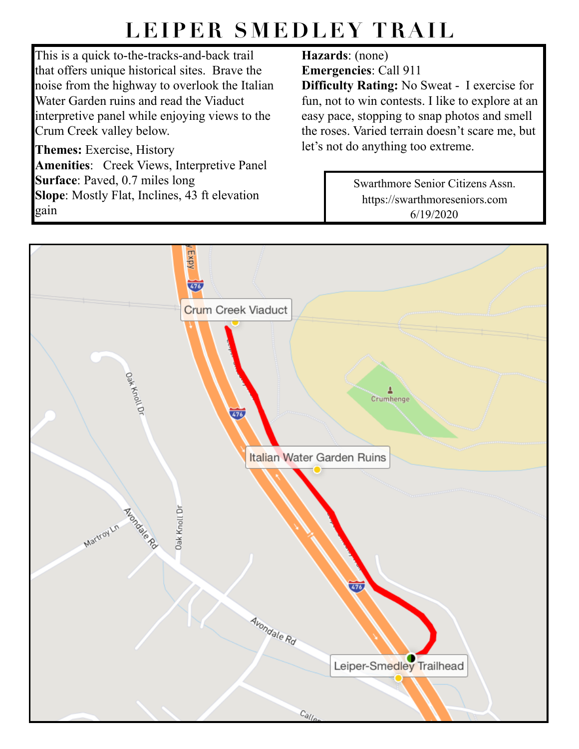# LEIPER SMEDLEY TRAIL

This is a quick to-the-tracks-and-back trail that offers unique historical sites. Brave the noise from the highway to overlook the Italian Water Garden ruins and read the Viaduct interpretive panel while enjoying views to the Crum Creek valley below.

**Themes:** Exercise, History
**Amenities**: Creek Views, Interpretive Panel
**Surface**: Paved, 0.7 miles long
**Slope**: Mostly Flat, Inclines, 43 ft elevation gain

**Hazards**: (none)
**Emergencies**: Call 911
**Difficulty Rating: No Sweat** - I exercise for fun, not to win contests. I like to explore at an easy pace, stopping to snap photos and smell the roses. Varied terrain doesn't scare me, but let's not do anything too extreme.

Swarthmore Senior Citizens Assn.
https://swarthmoreseniors.com
6/19/2020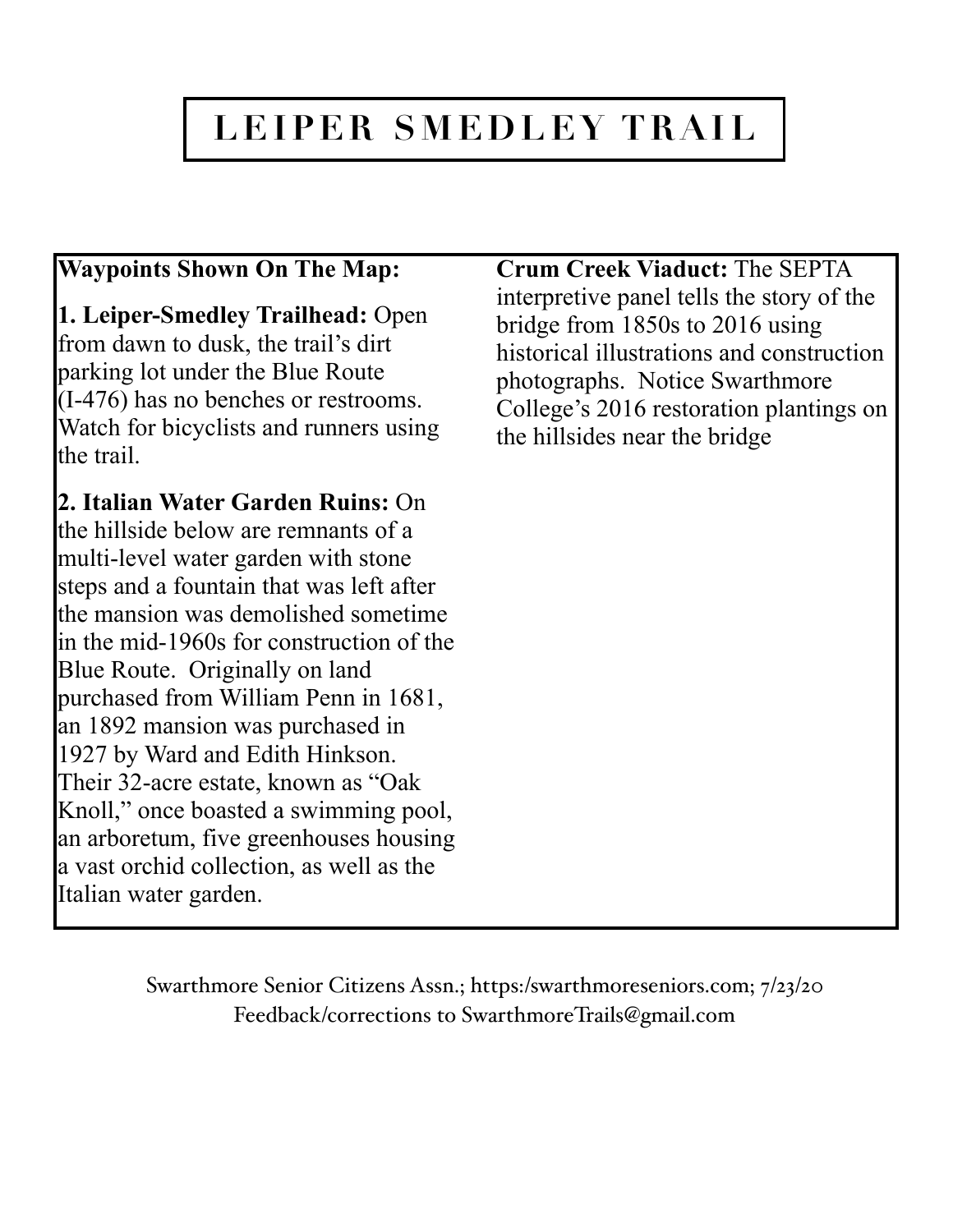# LEIPER SMEDLEY TRAIL

**Waypoints Shown On The Map:**

**1. Leiper-Smedley Trailhead:** Open from dawn to dusk, the trail's dirt parking lot under the Blue Route (I-476) has no benches or restrooms. Watch for bicyclists and runners using the trail.

**2. Italian Water Garden Ruins:** On the hillside below are remnants of a multi-level water garden with stone steps and a fountain that was left after the mansion was demolished sometime in the mid-1960s for construction of the Blue Route. Originally on land purchased from William Penn in 1681, an 1892 mansion was purchased in 1927 by Ward and Edith Hinkson. Their 32-acre estate, known as "Oak Knoll," once boasted a swimming pool, an arboretum, five greenhouses housing a vast orchid collection, as well as the Italian water garden.

**Crum Creek Viaduct:** The SEPTA interpretive panel tells the story of the bridge from 1850s to 2016 using historical illustrations and construction photographs. Notice Swarthmore College's 2016 restoration plantings on the hillsides near the bridge

Swarthmore Senior Citizens Assn.; https:/swarthmoreseniors.com; 7/23/20
Feedback/corrections to SwarthmoreTrails@gmail.com